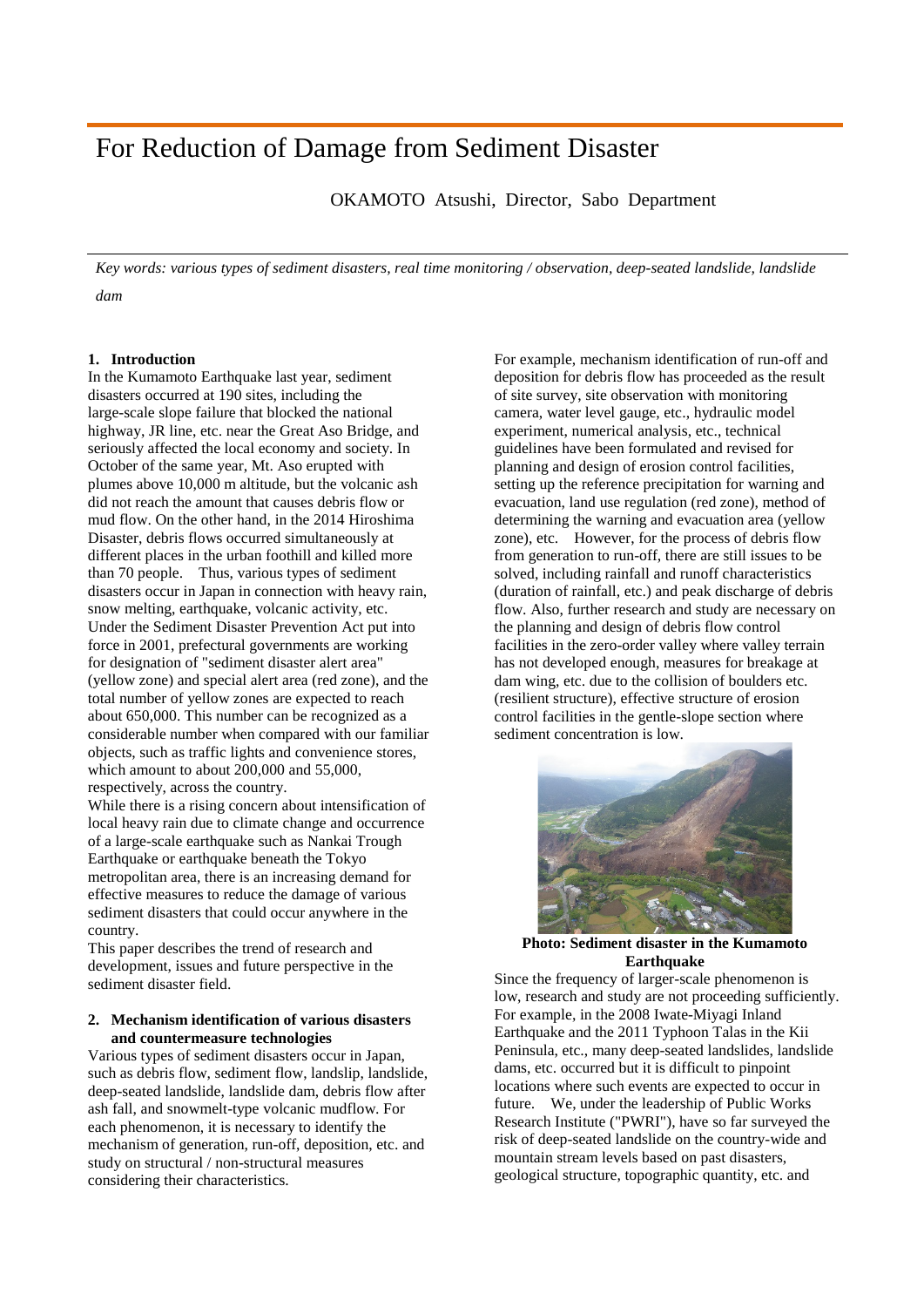# For Reduction of Damage from Sediment Disaster

OKAMOTO Atsushi, Director, Sabo Department

*Key words: various types of sediment disasters, real time monitoring / observation, deep-seated landslide, landslide dam*

**1. Introduction**

In the Kumamoto Earthquake last year, sediment disasters occurred at 190 sites, including the large-scale slope failure that blocked the national highway, JR line, etc. near the Great Aso Bridge, and seriously affected the local economy and society. In October of the same year, Mt. Aso erupted with plumes above 10,000 m altitude, but the volcanic ash did not reach the amount that causes debris flow or mud flow. On the other hand, in the 2014 Hiroshima Disaster, debris flows occurred simultaneously at different places in the urban foothill and killed more than 70 people. Thus, various types of sediment disasters occur in Japan in connection with heavy rain, snow melting, earthquake, volcanic activity, etc. Under the Sediment Disaster Prevention Act put into force in 2001, prefectural governments are working for designation of "sediment disaster alert area" (yellow zone) and special alert area (red zone), and the total number of yellow zones are expected to reach about 650,000. This number can be recognized as a considerable number when compared with our familiar objects, such as traffic lights and convenience stores, which amount to about 200,000 and 55,000, respectively, across the country.

While there is a rising concern about intensification of local heavy rain due to climate change and occurrence of a large-scale earthquake such as Nankai Trough Earthquake or earthquake beneath the Tokyo metropolitan area, there is an increasing demand for effective measures to reduce the damage of various sediment disasters that could occur anywhere in the country.

This paper describes the trend of research and development, issues and future perspective in the sediment disaster field.

**2. Mechanism identification of various disasters and countermeasure technologies**

Various types of sediment disasters occur in Japan, such as debris flow, sediment flow, landslip, landslide, deep-seated landslide, landslide dam, debris flow after ash fall, and snowmelt-type volcanic mudflow. For each phenomenon, it is necessary to identify the mechanism of generation, run-off, deposition, etc. and study on structural / non-structural measures considering their characteristics.

For example, mechanism identification of run-off and deposition for debris flow has proceeded as the result of site survey, site observation with monitoring camera, water level gauge, etc., hydraulic model experiment, numerical analysis, etc., technical guidelines have been formulated and revised for planning and design of erosion control facilities, setting up the reference precipitation for warning and evacuation, land use regulation (red zone), method of determining the warning and evacuation area (yellow zone), etc. However, for the process of debris flow from generation to run-off, there are still issues to be solved, including rainfall and runoff characteristics (duration of rainfall, etc.) and peak discharge of debris flow. Also, further research and study are necessary on the planning and design of debris flow control facilities in the zero-order valley where valley terrain has not developed enough, measures for breakage at dam wing, etc. due to the collision of boulders etc. (resilient structure), effective structure of erosion control facilities in the gentle-slope section where sediment concentration is low.

**Photo: Sediment disaster in the Kumamoto Earthquake**

Since the frequency of larger-scale phenomenon is low, research and study are not proceeding sufficiently. For example, in the 2008 Iwate-Miyagi Inland Earthquake and the 2011 Typhoon Talas in the Kii Peninsula, etc., many deep-seated landslides, landslide dams, etc. occurred but it is difficult to pinpoint locations where such events are expected to occur in future. We, under the leadership of Public Works Research Institute ("PWRI"), have so far surveyed the risk of deep-seated landslide on the country-wide and mountain stream levels based on past disasters, geological structure, topographic quantity, etc. and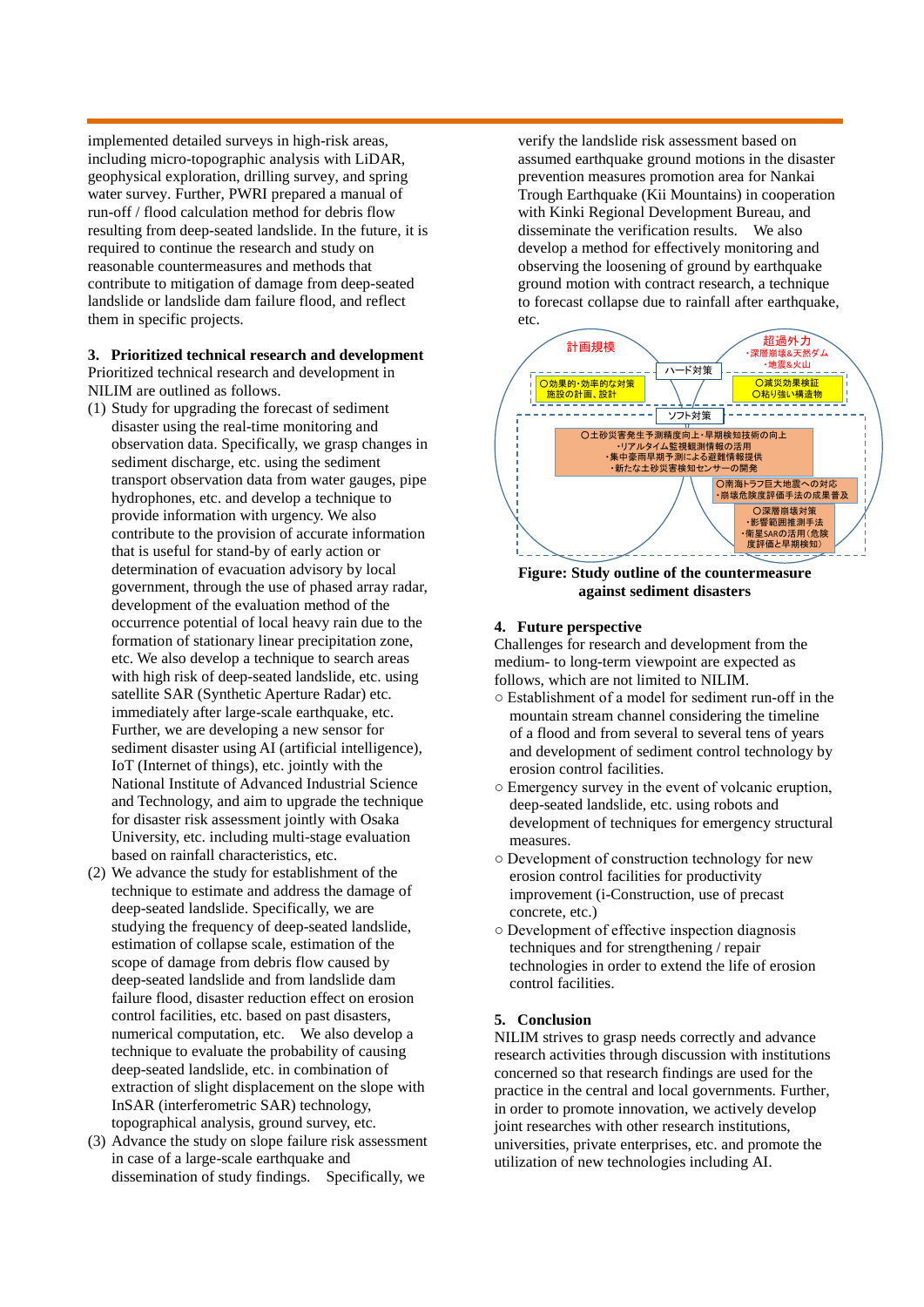implemented detailed surveys in high-risk areas, including micro-topographic analysis with LiDAR, geophysical exploration, drilling survey, and spring water survey. Further, PWRI prepared a manual of run-off / flood calculation method for debris flow resulting from deep-seated landslide. In the future, it is required to continue the research and study on reasonable countermeasures and methods that contribute to mitigation of damage from deep-seated landslide or landslide dam failure flood, and reflect them in specific projects.

## 3. Prioritized technical research and development

Prioritized technical research and development in NILIM are outlined as follows.

(1) Study for upgrading the forecast of sediment disaster using the real-time monitoring and observation data. Specifically, we grasp changes in sediment discharge, etc. using the sediment transport observation data from water gauges, pipe hydrophones, etc. and develop a technique to provide information with urgency. We also contribute to the provision of accurate information that is useful for stand-by of early action or determination of evacuation advisory by local government, through the use of phased array radar, development of the evaluation method of the occurrence potential of local heavy rain due to the formation of stationary linear precipitation zone, etc. We also develop a technique to search areas with high risk of deep-seated landslide, etc. using satellite SAR (Synthetic Aperture Radar) etc. immediately after large-scale earthquake, etc. Further, we are developing a new sensor for sediment disaster using AI (artificial intelligence), IoT (Internet of things), etc. jointly with the National Institute of Advanced Industrial Science and Technology, and aim to upgrade the technique for disaster risk assessment jointly with Osaka University, etc. including multi-stage evaluation based on rainfall characteristics, etc.

(2) We advance the study for establishment of the technique to estimate and address the damage of deep-seated landslide. Specifically, we are studying the frequency of deep-seated landslide, estimation of collapse scale, estimation of the scope of damage from debris flow caused by deep-seated landslide and from landslide dam failure flood, disaster reduction effect on erosion control facilities, etc. based on past disasters, numerical computation, etc. We also develop a technique to evaluate the probability of causing deep-seated landslide, etc. in combination of extraction of slight displacement on the slope with InSAR (interferometric SAR) technology, topographical analysis, ground survey, etc.

(3) Advance the study on slope failure risk assessment in case of a large-scale earthquake and dissemination of study findings. Specifically, we verify the landslide risk assessment based on assumed earthquake ground motions in the disaster prevention measures promotion area for Nankai Trough Earthquake (Kii Mountains) in cooperation with Kinki Regional Development Bureau, and disseminate the verification results. We also develop a method for effectively monitoring and observing the loosening of ground by earthquake ground motion with contract research, a technique to forecast collapse due to rainfall after earthquake, etc.

計画規模

超過外力
・深層崩壊&天然ダム
・地震&火山

ハード対策

○効果的・効率的な対策施設の計画、設計

○減災効果検証
○粘り強い構造物

ソフト対策

○土砂災害発生予測精度向上・早期検知技術の向上
・リアルタイム監視観測情報の活用
・集中豪雨早期予測による避難情報提供
・新たな土砂災害検知センサーの開発

○南海トラフ巨大地震への対応
・崩壊危険度評価手法の成果普及

○深層崩壊対策
・影響範囲推測手法
・衛星SARの活用（危険度評価と早期検知）

**Figure: Study outline of the countermeasure against sediment disasters**

## 4. Future perspective

Challenges for research and development from the medium- to long-term viewpoint are expected as follows, which are not limited to NILIM.

○ Establishment of a model for sediment run-off in the mountain stream channel considering the timeline of a flood and from several to several tens of years and development of sediment control technology by erosion control facilities.

○ Emergency survey in the event of volcanic eruption, deep-seated landslide, etc. using robots and development of techniques for emergency structural measures.

○ Development of construction technology for new erosion control facilities for productivity improvement (i-Construction, use of precast concrete, etc.)

○ Development of effective inspection diagnosis techniques and for strengthening / repair technologies in order to extend the life of erosion control facilities.

## 5. Conclusion

NILIM strives to grasp needs correctly and advance research activities through discussion with institutions concerned so that research findings are used for the practice in the central and local governments. Further, in order to promote innovation, we actively develop joint researches with other research institutions, universities, private enterprises, etc. and promote the utilization of new technologies including AI.